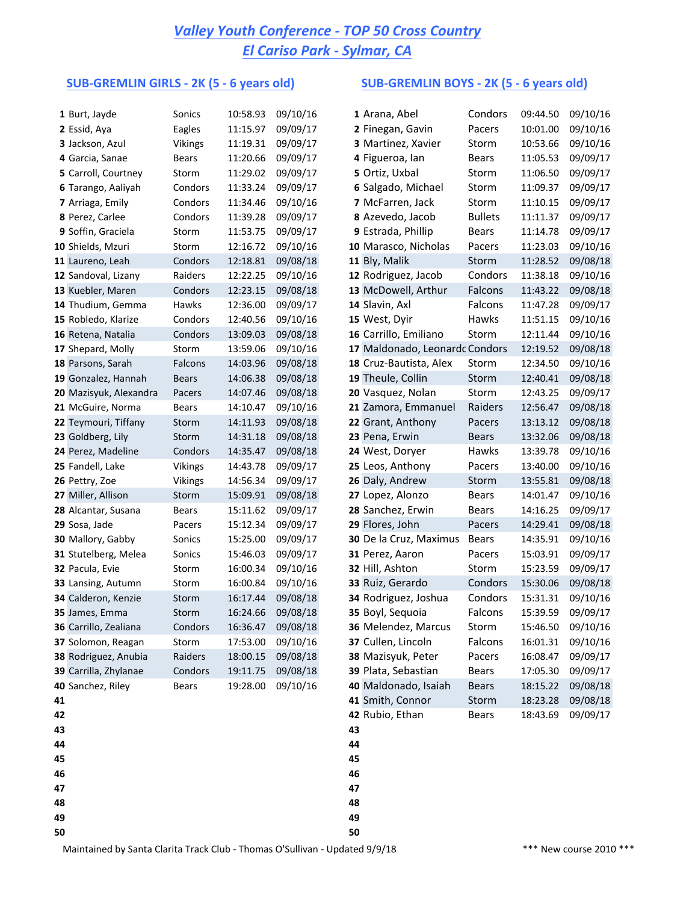# *Valley Youth Conference - TOP 50 Cross Country*
# *El Cariso Park - Sylmar, CA*

## SUB-GREMLIN GIRLS - 2K (5 - 6 years old)

| # | Name | Team | Time | Date |
|---|---|---|---|---|
| 1 | Burt, Jayde | Sonics | 10:58.93 | 09/10/16 |
| 2 | Essid, Aya | Eagles | 11:15.97 | 09/09/17 |
| 3 | Jackson, Azul | Vikings | 11:19.31 | 09/09/17 |
| 4 | Garcia, Sanae | Bears | 11:20.66 | 09/09/17 |
| 5 | Carroll, Courtney | Storm | 11:29.02 | 09/09/17 |
| 6 | Tarango, Aaliyah | Condors | 11:33.24 | 09/09/17 |
| 7 | Arriaga, Emily | Condors | 11:34.46 | 09/10/16 |
| 8 | Perez, Carlee | Condors | 11:39.28 | 09/09/17 |
| 9 | Soffin, Graciela | Storm | 11:53.75 | 09/09/17 |
| 10 | Shields, Mzuri | Storm | 12:16.72 | 09/10/16 |
| 11 | Laureno, Leah | Condors | 12:18.81 | 09/08/18 |
| 12 | Sandoval, Lizany | Raiders | 12:22.25 | 09/10/16 |
| 13 | Kuebler, Maren | Condors | 12:23.15 | 09/08/18 |
| 14 | Thudium, Gemma | Hawks | 12:36.00 | 09/09/17 |
| 15 | Robledo, Klarize | Condors | 12:40.56 | 09/10/16 |
| 16 | Retena, Natalia | Condors | 13:09.03 | 09/08/18 |
| 17 | Shepard, Molly | Storm | 13:59.06 | 09/10/16 |
| 18 | Parsons, Sarah | Falcons | 14:03.96 | 09/08/18 |
| 19 | Gonzalez, Hannah | Bears | 14:06.38 | 09/08/18 |
| 20 | Mazisyuk, Alexandra | Pacers | 14:07.46 | 09/08/18 |
| 21 | McGuire, Norma | Bears | 14:10.47 | 09/10/16 |
| 22 | Teymouri, Tiffany | Storm | 14:11.93 | 09/08/18 |
| 23 | Goldberg, Lily | Storm | 14:31.18 | 09/08/18 |
| 24 | Perez, Madeline | Condors | 14:35.47 | 09/08/18 |
| 25 | Fandell, Lake | Vikings | 14:43.78 | 09/09/17 |
| 26 | Pettry, Zoe | Vikings | 14:56.34 | 09/09/17 |
| 27 | Miller, Allison | Storm | 15:09.91 | 09/08/18 |
| 28 | Alcantar, Susana | Bears | 15:11.62 | 09/09/17 |
| 29 | Sosa, Jade | Pacers | 15:12.34 | 09/09/17 |
| 30 | Mallory, Gabby | Sonics | 15:25.00 | 09/09/17 |
| 31 | Stutelberg, Melea | Sonics | 15:46.03 | 09/09/17 |
| 32 | Pacula, Evie | Storm | 16:00.34 | 09/10/16 |
| 33 | Lansing, Autumn | Storm | 16:00.84 | 09/10/16 |
| 34 | Calderon, Kenzie | Storm | 16:17.44 | 09/08/18 |
| 35 | James, Emma | Storm | 16:24.66 | 09/08/18 |
| 36 | Carrillo, Zealiana | Condors | 16:36.47 | 09/08/18 |
| 37 | Solomon, Reagan | Storm | 17:53.00 | 09/10/16 |
| 38 | Rodriguez, Anubia | Raiders | 18:00.15 | 09/08/18 |
| 39 | Carrilla, Zhylanae | Condors | 19:11.75 | 09/08/18 |
| 40 | Sanchez, Riley | Bears | 19:28.00 | 09/10/16 |
| 41 | | | | |
| 42 | | | | |
| 43 | | | | |
| 44 | | | | |
| 45 | | | | |
| 46 | | | | |
| 47 | | | | |
| 48 | | | | |
| 49 | | | | |
| 50 | | | | |

## SUB-GREMLIN BOYS - 2K (5 - 6 years old)

| # | Name | Team | Time | Date |
|---|---|---|---|---|
| 1 | Arana, Abel | Condors | 09:44.50 | 09/10/16 |
| 2 | Finegan, Gavin | Pacers | 10:01.00 | 09/10/16 |
| 3 | Martinez, Xavier | Storm | 10:53.66 | 09/10/16 |
| 4 | Figueroa, Ian | Bears | 11:05.53 | 09/09/17 |
| 5 | Ortiz, Uxbal | Storm | 11:06.50 | 09/09/17 |
| 6 | Salgado, Michael | Storm | 11:09.37 | 09/09/17 |
| 7 | McFarren, Jack | Storm | 11:10.15 | 09/09/17 |
| 8 | Azevedo, Jacob | Bullets | 11:11.37 | 09/09/17 |
| 9 | Estrada, Phillip | Bears | 11:14.78 | 09/09/17 |
| 10 | Marasco, Nicholas | Pacers | 11:23.03 | 09/10/16 |
| 11 | Bly, Malik | Storm | 11:28.52 | 09/08/18 |
| 12 | Rodriguez, Jacob | Condors | 11:38.18 | 09/10/16 |
| 13 | McDowell, Arthur | Falcons | 11:43.22 | 09/08/18 |
| 14 | Slavin, Axl | Falcons | 11:47.28 | 09/09/17 |
| 15 | West, Dyir | Hawks | 11:51.15 | 09/10/16 |
| 16 | Carrillo, Emiliano | Storm | 12:11.44 | 09/10/16 |
| 17 | Maldonado, Leonardo | Condors | 12:19.52 | 09/08/18 |
| 18 | Cruz-Bautista, Alex | Storm | 12:34.50 | 09/10/16 |
| 19 | Theule, Collin | Storm | 12:40.41 | 09/08/18 |
| 20 | Vasquez, Nolan | Storm | 12:43.25 | 09/09/17 |
| 21 | Zamora, Emmanuel | Raiders | 12:56.47 | 09/08/18 |
| 22 | Grant, Anthony | Pacers | 13:13.12 | 09/08/18 |
| 23 | Pena, Erwin | Bears | 13:32.06 | 09/08/18 |
| 24 | West, Doryer | Hawks | 13:39.78 | 09/10/16 |
| 25 | Leos, Anthony | Pacers | 13:40.00 | 09/10/16 |
| 26 | Daly, Andrew | Storm | 13:55.81 | 09/08/18 |
| 27 | Lopez, Alonzo | Bears | 14:01.47 | 09/10/16 |
| 28 | Sanchez, Erwin | Bears | 14:16.25 | 09/09/17 |
| 29 | Flores, John | Pacers | 14:29.41 | 09/08/18 |
| 30 | De la Cruz, Maximus | Bears | 14:35.91 | 09/10/16 |
| 31 | Perez, Aaron | Pacers | 15:03.91 | 09/09/17 |
| 32 | Hill, Ashton | Storm | 15:23.59 | 09/09/17 |
| 33 | Ruiz, Gerardo | Condors | 15:30.06 | 09/08/18 |
| 34 | Rodriguez, Joshua | Condors | 15:31.31 | 09/10/16 |
| 35 | Boyl, Sequoia | Falcons | 15:39.59 | 09/09/17 |
| 36 | Melendez, Marcus | Storm | 15:46.50 | 09/10/16 |
| 37 | Cullen, Lincoln | Falcons | 16:01.31 | 09/10/16 |
| 38 | Mazisyuk, Peter | Pacers | 16:08.47 | 09/09/17 |
| 39 | Plata, Sebastian | Bears | 17:05.30 | 09/09/17 |
| 40 | Maldonado, Isaiah | Bears | 18:15.22 | 09/08/18 |
| 41 | Smith, Connor | Storm | 18:23.28 | 09/08/18 |
| 42 | Rubio, Ethan | Bears | 18:43.69 | 09/09/17 |
| 43 | | | | |
| 44 | | | | |
| 45 | | | | |
| 46 | | | | |
| 47 | | | | |
| 48 | | | | |
| 49 | | | | |
| 50 | | | | |

Maintained by Santa Clarita Track Club - Thomas O'Sullivan - Updated 9/9/18

*** New course 2010 ***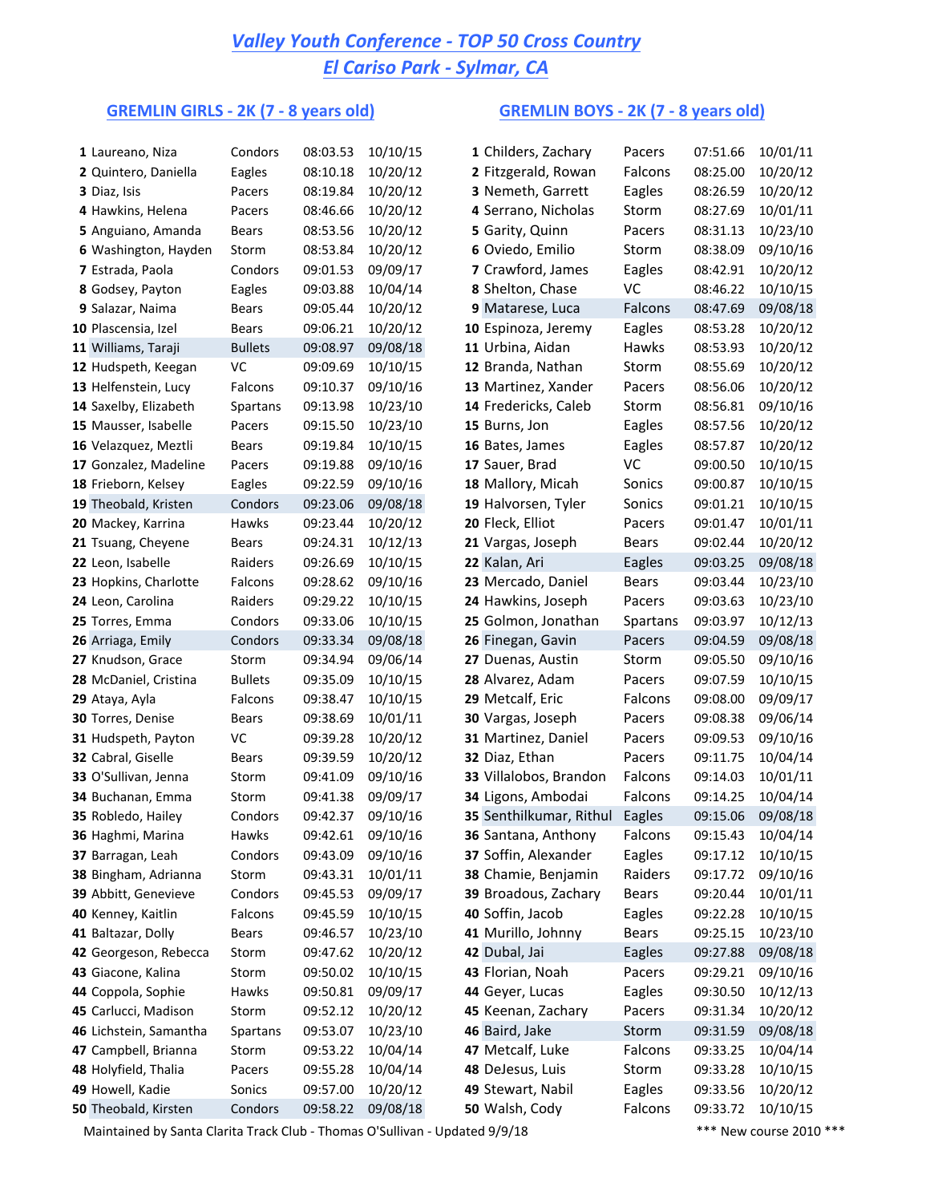# Valley Youth Conference - TOP 50 Cross Country

## El Cariso Park - Sylmar, CA

### GREMLIN GIRLS - 2K (7 - 8 years old)

| # | Name | Team | Time | Date |
|---|---|---|---|---|
| 1 | Laureano, Niza | Condors | 08:03.53 | 10/10/15 |
| 2 | Quintero, Daniella | Eagles | 08:10.18 | 10/20/12 |
| 3 | Diaz, Isis | Pacers | 08:19.84 | 10/20/12 |
| 4 | Hawkins, Helena | Pacers | 08:46.66 | 10/20/12 |
| 5 | Anguiano, Amanda | Bears | 08:53.56 | 10/20/12 |
| 6 | Washington, Hayden | Storm | 08:53.84 | 10/20/12 |
| 7 | Estrada, Paola | Condors | 09:01.53 | 09/09/17 |
| 8 | Godsey, Payton | Eagles | 09:03.88 | 10/04/14 |
| 9 | Salazar, Naima | Bears | 09:05.44 | 10/20/12 |
| 10 | Plascensia, Izel | Bears | 09:06.21 | 10/20/12 |
| 11 | Williams, Taraji | Bullets | 09:08.97 | 09/08/18 |
| 12 | Hudspeth, Keegan | VC | 09:09.69 | 10/10/15 |
| 13 | Helfenstein, Lucy | Falcons | 09:10.37 | 09/10/16 |
| 14 | Saxelby, Elizabeth | Spartans | 09:13.98 | 10/23/10 |
| 15 | Mausser, Isabelle | Pacers | 09:15.50 | 10/23/10 |
| 16 | Velazquez, Meztli | Bears | 09:19.84 | 10/10/15 |
| 17 | Gonzalez, Madeline | Pacers | 09:19.88 | 09/10/16 |
| 18 | Frieborn, Kelsey | Eagles | 09:22.59 | 09/10/16 |
| 19 | Theobald, Kristen | Condors | 09:23.06 | 09/08/18 |
| 20 | Mackey, Karrina | Hawks | 09:23.44 | 10/20/12 |
| 21 | Tsuang, Cheyene | Bears | 09:24.31 | 10/12/13 |
| 22 | Leon, Isabelle | Raiders | 09:26.69 | 10/10/15 |
| 23 | Hopkins, Charlotte | Falcons | 09:28.62 | 09/10/16 |
| 24 | Leon, Carolina | Raiders | 09:29.22 | 10/10/15 |
| 25 | Torres, Emma | Condors | 09:33.06 | 10/10/15 |
| 26 | Arriaga, Emily | Condors | 09:33.34 | 09/08/18 |
| 27 | Knudson, Grace | Storm | 09:34.94 | 09/06/14 |
| 28 | McDaniel, Cristina | Bullets | 09:35.09 | 10/10/15 |
| 29 | Ataya, Ayla | Falcons | 09:38.47 | 10/10/15 |
| 30 | Torres, Denise | Bears | 09:38.69 | 10/01/11 |
| 31 | Hudspeth, Payton | VC | 09:39.28 | 10/20/12 |
| 32 | Cabral, Giselle | Bears | 09:39.59 | 10/20/12 |
| 33 | O'Sullivan, Jenna | Storm | 09:41.09 | 09/10/16 |
| 34 | Buchanan, Emma | Storm | 09:41.38 | 09/09/17 |
| 35 | Robledo, Hailey | Condors | 09:42.37 | 09/10/16 |
| 36 | Haghmi, Marina | Hawks | 09:42.61 | 09/10/16 |
| 37 | Barragan, Leah | Condors | 09:43.09 | 09/10/16 |
| 38 | Bingham, Adrianna | Storm | 09:43.31 | 10/01/11 |
| 39 | Abbitt, Genevieve | Condors | 09:45.53 | 09/09/17 |
| 40 | Kenney, Kaitlin | Falcons | 09:45.59 | 10/10/15 |
| 41 | Baltazar, Dolly | Bears | 09:46.57 | 10/23/10 |
| 42 | Georgeson, Rebecca | Storm | 09:47.62 | 10/20/12 |
| 43 | Giacone, Kalina | Storm | 09:50.02 | 10/10/15 |
| 44 | Coppola, Sophie | Hawks | 09:50.81 | 09/09/17 |
| 45 | Carlucci, Madison | Storm | 09:52.12 | 10/20/12 |
| 46 | Lichstein, Samantha | Spartans | 09:53.07 | 10/23/10 |
| 47 | Campbell, Brianna | Storm | 09:53.22 | 10/04/14 |
| 48 | Holyfield, Thalia | Pacers | 09:55.28 | 10/04/14 |
| 49 | Howell, Kadie | Sonics | 09:57.00 | 10/20/12 |
| 50 | Theobald, Kirsten | Condors | 09:58.22 | 09/08/18 |

### GREMLIN BOYS - 2K (7 - 8 years old)

| # | Name | Team | Time | Date |
|---|---|---|---|---|
| 1 | Childers, Zachary | Pacers | 07:51.66 | 10/01/11 |
| 2 | Fitzgerald, Rowan | Falcons | 08:25.00 | 10/20/12 |
| 3 | Nemeth, Garrett | Eagles | 08:26.59 | 10/20/12 |
| 4 | Serrano, Nicholas | Storm | 08:27.69 | 10/01/11 |
| 5 | Garity, Quinn | Pacers | 08:31.13 | 10/23/10 |
| 6 | Oviedo, Emilio | Storm | 08:38.09 | 09/10/16 |
| 7 | Crawford, James | Eagles | 08:42.91 | 10/20/12 |
| 8 | Shelton, Chase | VC | 08:46.22 | 10/10/15 |
| 9 | Matarese, Luca | Falcons | 08:47.69 | 09/08/18 |
| 10 | Espinoza, Jeremy | Eagles | 08:53.28 | 10/20/12 |
| 11 | Urbina, Aidan | Hawks | 08:53.93 | 10/20/12 |
| 12 | Branda, Nathan | Storm | 08:55.69 | 10/20/12 |
| 13 | Martinez, Xander | Pacers | 08:56.06 | 10/20/12 |
| 14 | Fredericks, Caleb | Storm | 08:56.81 | 09/10/16 |
| 15 | Burns, Jon | Eagles | 08:57.56 | 10/20/12 |
| 16 | Bates, James | Eagles | 08:57.87 | 10/20/12 |
| 17 | Sauer, Brad | VC | 09:00.50 | 10/10/15 |
| 18 | Mallory, Micah | Sonics | 09:00.87 | 10/10/15 |
| 19 | Halvorsen, Tyler | Sonics | 09:01.21 | 10/10/15 |
| 20 | Fleck, Elliot | Pacers | 09:01.47 | 10/01/11 |
| 21 | Vargas, Joseph | Bears | 09:02.44 | 10/20/12 |
| 22 | Kalan, Ari | Eagles | 09:03.25 | 09/08/18 |
| 23 | Mercado, Daniel | Bears | 09:03.44 | 10/23/10 |
| 24 | Hawkins, Joseph | Pacers | 09:03.63 | 10/23/10 |
| 25 | Golmon, Jonathan | Spartans | 09:03.97 | 10/12/13 |
| 26 | Finegan, Gavin | Pacers | 09:04.59 | 09/08/18 |
| 27 | Duenas, Austin | Storm | 09:05.50 | 09/10/16 |
| 28 | Alvarez, Adam | Pacers | 09:07.59 | 10/10/15 |
| 29 | Metcalf, Eric | Falcons | 09:08.00 | 09/09/17 |
| 30 | Vargas, Joseph | Pacers | 09:08.38 | 09/06/14 |
| 31 | Martinez, Daniel | Pacers | 09:09.53 | 09/10/16 |
| 32 | Diaz, Ethan | Pacers | 09:11.75 | 10/04/14 |
| 33 | Villalobos, Brandon | Falcons | 09:14.03 | 10/01/11 |
| 34 | Ligons, Ambodai | Falcons | 09:14.25 | 10/04/14 |
| 35 | Senthilkumar, Rithul | Eagles | 09:15.06 | 09/08/18 |
| 36 | Santana, Anthony | Falcons | 09:15.43 | 10/04/14 |
| 37 | Soffin, Alexander | Eagles | 09:17.12 | 10/10/15 |
| 38 | Chamie, Benjamin | Raiders | 09:17.72 | 09/10/16 |
| 39 | Broadous, Zachary | Bears | 09:20.44 | 10/01/11 |
| 40 | Soffin, Jacob | Eagles | 09:22.28 | 10/10/15 |
| 41 | Murillo, Johnny | Bears | 09:25.15 | 10/23/10 |
| 42 | Dubal, Jai | Eagles | 09:27.88 | 09/08/18 |
| 43 | Florian, Noah | Pacers | 09:29.21 | 09/10/16 |
| 44 | Geyer, Lucas | Eagles | 09:30.50 | 10/12/13 |
| 45 | Keenan, Zachary | Pacers | 09:31.34 | 10/20/12 |
| 46 | Baird, Jake | Storm | 09:31.59 | 09/08/18 |
| 47 | Metcalf, Luke | Falcons | 09:33.25 | 10/04/14 |
| 48 | DeJesus, Luis | Storm | 09:33.28 | 10/10/15 |
| 49 | Stewart, Nabil | Eagles | 09:33.56 | 10/20/12 |
| 50 | Walsh, Cody | Falcons | 09:33.72 | 10/10/15 |

Maintained by Santa Clarita Track Club - Thomas O'Sullivan - Updated 9/9/18

*** New course 2010 ***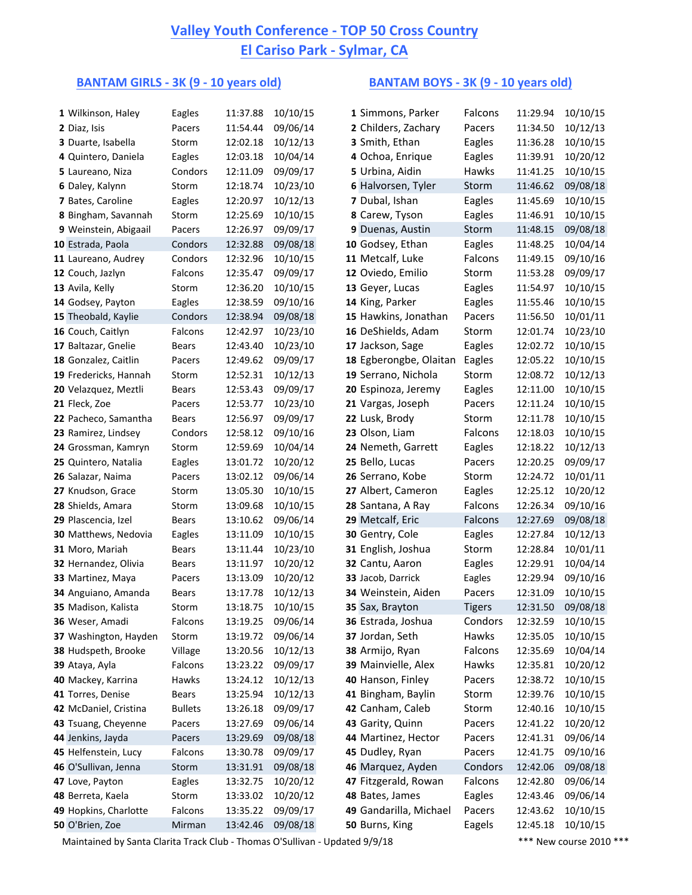# Valley Youth Conference - TOP 50 Cross Country

## El Cariso Park - Sylmar, CA

### BANTAM GIRLS - 3K (9 - 10 years old)

| Rank | Name | Team | Time | Date |
|---|---|---|---|---|
| 1 | Wilkinson, Haley | Eagles | 11:37.88 | 10/10/15 |
| 2 | Diaz, Isis | Pacers | 11:54.44 | 09/06/14 |
| 3 | Duarte, Isabella | Storm | 12:02.18 | 10/12/13 |
| 4 | Quintero, Daniela | Eagles | 12:03.18 | 10/04/14 |
| 5 | Laureano, Niza | Condors | 12:11.09 | 09/09/17 |
| 6 | Daley, Kalynn | Storm | 12:18.74 | 10/23/10 |
| 7 | Bates, Caroline | Eagles | 12:20.97 | 10/12/13 |
| 8 | Bingham, Savannah | Storm | 12:25.69 | 10/10/15 |
| 9 | Weinstein, Abigaail | Pacers | 12:26.97 | 09/09/17 |
| 10 | Estrada, Paola | Condors | 12:32.88 | 09/08/18 |
| 11 | Laureano, Audrey | Condors | 12:32.96 | 10/10/15 |
| 12 | Couch, Jazlyn | Falcons | 12:35.47 | 09/09/17 |
| 13 | Avila, Kelly | Storm | 12:36.20 | 10/10/15 |
| 14 | Godsey, Payton | Eagles | 12:38.59 | 09/10/16 |
| 15 | Theobald, Kaylie | Condors | 12:38.94 | 09/08/18 |
| 16 | Couch, Caitlyn | Falcons | 12:42.97 | 10/23/10 |
| 17 | Baltazar, Gnelie | Bears | 12:43.40 | 10/23/10 |
| 18 | Gonzalez, Caitlin | Pacers | 12:49.62 | 09/09/17 |
| 19 | Fredericks, Hannah | Storm | 12:52.31 | 10/12/13 |
| 20 | Velazquez, Meztli | Bears | 12:53.43 | 09/09/17 |
| 21 | Fleck, Zoe | Pacers | 12:53.77 | 10/23/10 |
| 22 | Pacheco, Samantha | Bears | 12:56.97 | 09/09/17 |
| 23 | Ramirez, Lindsey | Condors | 12:58.12 | 09/10/16 |
| 24 | Grossman, Kamryn | Storm | 12:59.69 | 10/04/14 |
| 25 | Quintero, Natalia | Eagles | 13:01.72 | 10/20/12 |
| 26 | Salazar, Naima | Pacers | 13:02.12 | 09/06/14 |
| 27 | Knudson, Grace | Storm | 13:05.30 | 10/10/15 |
| 28 | Shields, Amara | Storm | 13:09.68 | 10/10/15 |
| 29 | Plascencia, Izel | Bears | 13:10.62 | 09/06/14 |
| 30 | Matthews, Nedovia | Eagles | 13:11.09 | 10/10/15 |
| 31 | Moro, Mariah | Bears | 13:11.44 | 10/23/10 |
| 32 | Hernandez, Olivia | Bears | 13:11.97 | 10/20/12 |
| 33 | Martinez, Maya | Pacers | 13:13.09 | 10/20/12 |
| 34 | Anguiano, Amanda | Bears | 13:17.78 | 10/12/13 |
| 35 | Madison, Kalista | Storm | 13:18.75 | 10/10/15 |
| 36 | Weser, Amadi | Falcons | 13:19.25 | 09/06/14 |
| 37 | Washington, Hayden | Storm | 13:19.72 | 09/06/14 |
| 38 | Hudspeth, Brooke | Village | 13:20.56 | 10/12/13 |
| 39 | Ataya, Ayla | Falcons | 13:23.22 | 09/09/17 |
| 40 | Mackey, Karrina | Hawks | 13:24.12 | 10/12/13 |
| 41 | Torres, Denise | Bears | 13:25.94 | 10/12/13 |
| 42 | McDaniel, Cristina | Bullets | 13:26.18 | 09/09/17 |
| 43 | Tsuang, Cheyenne | Pacers | 13:27.69 | 09/06/14 |
| 44 | Jenkins, Jayda | Pacers | 13:29.69 | 09/08/18 |
| 45 | Helfenstein, Lucy | Falcons | 13:30.78 | 09/09/17 |
| 46 | O'Sullivan, Jenna | Storm | 13:31.91 | 09/08/18 |
| 47 | Love, Payton | Eagles | 13:32.75 | 10/20/12 |
| 48 | Berreta, Kaela | Storm | 13:33.02 | 10/20/12 |
| 49 | Hopkins, Charlotte | Falcons | 13:35.22 | 09/09/17 |
| 50 | O'Brien, Zoe | Mirman | 13:42.46 | 09/08/18 |

### BANTAM BOYS - 3K (9 - 10 years old)

| Rank | Name | Team | Time | Date |
|---|---|---|---|---|
| 1 | Simmons, Parker | Falcons | 11:29.94 | 10/10/15 |
| 2 | Childers, Zachary | Pacers | 11:34.50 | 10/12/13 |
| 3 | Smith, Ethan | Eagles | 11:36.28 | 10/10/15 |
| 4 | Ochoa, Enrique | Eagles | 11:39.91 | 10/20/12 |
| 5 | Urbina, Aidin | Hawks | 11:41.25 | 10/10/15 |
| 6 | Halvorsen, Tyler | Storm | 11:46.62 | 09/08/18 |
| 7 | Dubal, Ishan | Eagles | 11:45.69 | 10/10/15 |
| 8 | Carew, Tyson | Eagles | 11:46.91 | 10/10/15 |
| 9 | Duenas, Austin | Storm | 11:48.15 | 09/08/18 |
| 10 | Godsey, Ethan | Eagles | 11:48.25 | 10/04/14 |
| 11 | Metcalf, Luke | Falcons | 11:49.15 | 09/10/16 |
| 12 | Oviedo, Emilio | Storm | 11:53.28 | 09/09/17 |
| 13 | Geyer, Lucas | Eagles | 11:54.97 | 10/10/15 |
| 14 | King, Parker | Eagles | 11:55.46 | 10/10/15 |
| 15 | Hawkins, Jonathan | Pacers | 11:56.50 | 10/01/11 |
| 16 | DeShields, Adam | Storm | 12:01.74 | 10/23/10 |
| 17 | Jackson, Sage | Eagles | 12:02.72 | 10/10/15 |
| 18 | Egberongbe, Olaitan | Eagles | 12:05.22 | 10/10/15 |
| 19 | Serrano, Nichola | Storm | 12:08.72 | 10/12/13 |
| 20 | Espinoza, Jeremy | Eagles | 12:11.00 | 10/10/15 |
| 21 | Vargas, Joseph | Pacers | 12:11.24 | 10/10/15 |
| 22 | Lusk, Brody | Storm | 12:11.78 | 10/10/15 |
| 23 | Olson, Liam | Falcons | 12:18.03 | 10/10/15 |
| 24 | Nemeth, Garrett | Eagles | 12:18.22 | 10/12/13 |
| 25 | Bello, Lucas | Pacers | 12:20.25 | 09/09/17 |
| 26 | Serrano, Kobe | Storm | 12:24.72 | 10/01/11 |
| 27 | Albert, Cameron | Eagles | 12:25.12 | 10/20/12 |
| 28 | Santana, A Ray | Falcons | 12:26.34 | 09/10/16 |
| 29 | Metcalf, Eric | Falcons | 12:27.69 | 09/08/18 |
| 30 | Gentry, Cole | Eagles | 12:27.84 | 10/12/13 |
| 31 | English, Joshua | Storm | 12:28.84 | 10/01/11 |
| 32 | Cantu, Aaron | Eagles | 12:29.91 | 10/04/14 |
| 33 | Jacob, Darrick | Eagles | 12:29.94 | 09/10/16 |
| 34 | Weinstein, Aiden | Pacers | 12:31.09 | 10/10/15 |
| 35 | Sax, Brayton | Tigers | 12:31.50 | 09/08/18 |
| 36 | Estrada, Joshua | Condors | 12:32.59 | 10/10/15 |
| 37 | Jordan, Seth | Hawks | 12:35.05 | 10/10/15 |
| 38 | Armijo, Ryan | Falcons | 12:35.69 | 10/04/14 |
| 39 | Mainvielle, Alex | Hawks | 12:35.81 | 10/20/12 |
| 40 | Hanson, Finley | Pacers | 12:38.72 | 10/10/15 |
| 41 | Bingham, Baylin | Storm | 12:39.76 | 10/10/15 |
| 42 | Canham, Caleb | Storm | 12:40.16 | 10/10/15 |
| 43 | Garity, Quinn | Pacers | 12:41.22 | 10/20/12 |
| 44 | Martinez, Hector | Pacers | 12:41.31 | 09/06/14 |
| 45 | Dudley, Ryan | Pacers | 12:41.75 | 09/10/16 |
| 46 | Marquez, Ayden | Condors | 12:42.06 | 09/08/18 |
| 47 | Fitzgerald, Rowan | Falcons | 12:42.80 | 09/06/14 |
| 48 | Bates, James | Eagles | 12:43.46 | 09/06/14 |
| 49 | Gandarilla, Michael | Pacers | 12:43.62 | 10/10/15 |
| 50 | Burns, King | Eagels | 12:45.18 | 10/10/15 |

Maintained by Santa Clarita Track Club - Thomas O'Sullivan - Updated 9/9/18

*** New course 2010 ***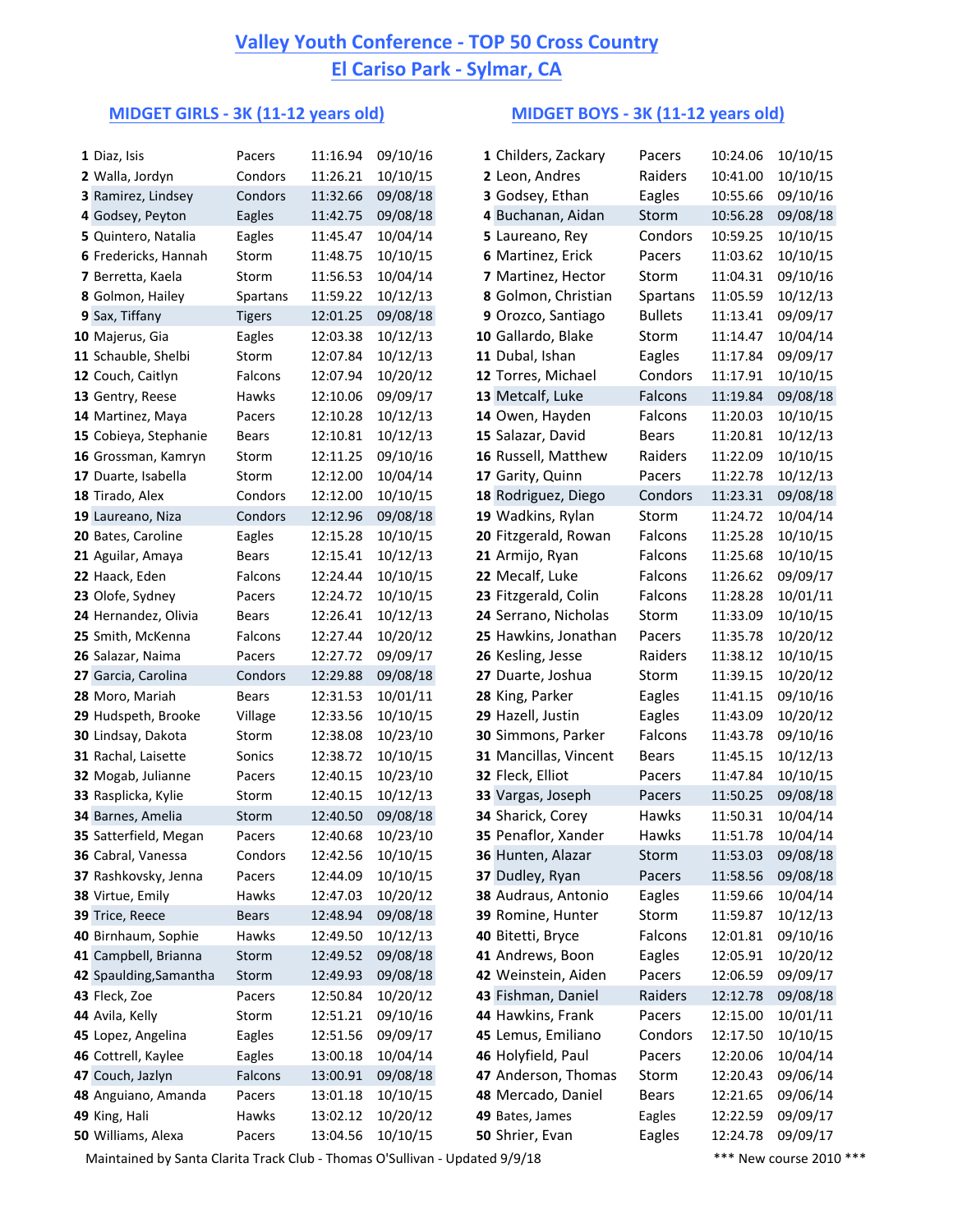# Valley Youth Conference - TOP 50 Cross Country

## El Cariso Park - Sylmar, CA

### MIDGET GIRLS - 3K (11-12 years old)

| # | Name | Team | Time | Date |
|---|---|---|---|---|
| 1 | Diaz, Isis | Pacers | 11:16.94 | 09/10/16 |
| 2 | Walla, Jordyn | Condors | 11:26.21 | 10/10/15 |
| 3 | Ramirez, Lindsey | Condors | 11:32.66 | 09/08/18 |
| 4 | Godsey, Peyton | Eagles | 11:42.75 | 09/08/18 |
| 5 | Quintero, Natalia | Eagles | 11:45.47 | 10/04/14 |
| 6 | Fredericks, Hannah | Storm | 11:48.75 | 10/10/15 |
| 7 | Berretta, Kaela | Storm | 11:56.53 | 10/04/14 |
| 8 | Golmon, Hailey | Spartans | 11:59.22 | 10/12/13 |
| 9 | Sax, Tiffany | Tigers | 12:01.25 | 09/08/18 |
| 10 | Majerus, Gia | Eagles | 12:03.38 | 10/12/13 |
| 11 | Schauble, Shelbi | Storm | 12:07.84 | 10/12/13 |
| 12 | Couch, Caitlyn | Falcons | 12:07.94 | 10/20/12 |
| 13 | Gentry, Reese | Hawks | 12:10.06 | 09/09/17 |
| 14 | Martinez, Maya | Pacers | 12:10.28 | 10/12/13 |
| 15 | Cobieya, Stephanie | Bears | 12:10.81 | 10/12/13 |
| 16 | Grossman, Kamryn | Storm | 12:11.25 | 09/10/16 |
| 17 | Duarte, Isabella | Storm | 12:12.00 | 10/04/14 |
| 18 | Tirado, Alex | Condors | 12:12.00 | 10/10/15 |
| 19 | Laureano, Niza | Condors | 12:12.96 | 09/08/18 |
| 20 | Bates, Caroline | Eagles | 12:15.28 | 10/10/15 |
| 21 | Aguilar, Amaya | Bears | 12:15.41 | 10/12/13 |
| 22 | Haack, Eden | Falcons | 12:24.44 | 10/10/15 |
| 23 | Olofe, Sydney | Pacers | 12:24.72 | 10/10/15 |
| 24 | Hernandez, Olivia | Bears | 12:26.41 | 10/12/13 |
| 25 | Smith, McKenna | Falcons | 12:27.44 | 10/20/12 |
| 26 | Salazar, Naima | Pacers | 12:27.72 | 09/09/17 |
| 27 | Garcia, Carolina | Condors | 12:29.88 | 09/08/18 |
| 28 | Moro, Mariah | Bears | 12:31.53 | 10/01/11 |
| 29 | Hudspeth, Brooke | Village | 12:33.56 | 10/10/15 |
| 30 | Lindsay, Dakota | Storm | 12:38.08 | 10/23/10 |
| 31 | Rachal, Laisette | Sonics | 12:38.72 | 10/10/15 |
| 32 | Mogab, Julianne | Pacers | 12:40.15 | 10/23/10 |
| 33 | Rasplicka, Kylie | Storm | 12:40.15 | 10/12/13 |
| 34 | Barnes, Amelia | Storm | 12:40.50 | 09/08/18 |
| 35 | Satterfield, Megan | Pacers | 12:40.68 | 10/23/10 |
| 36 | Cabral, Vanessa | Condors | 12:42.56 | 10/10/15 |
| 37 | Rashkovsky, Jenna | Pacers | 12:44.09 | 10/10/15 |
| 38 | Virtue, Emily | Hawks | 12:47.03 | 10/20/12 |
| 39 | Trice, Reece | Bears | 12:48.94 | 09/08/18 |
| 40 | Birnhaum, Sophie | Hawks | 12:49.50 | 10/12/13 |
| 41 | Campbell, Brianna | Storm | 12:49.52 | 09/08/18 |
| 42 | Spaulding,Samantha | Storm | 12:49.93 | 09/08/18 |
| 43 | Fleck, Zoe | Pacers | 12:50.84 | 10/20/12 |
| 44 | Avila, Kelly | Storm | 12:51.21 | 09/10/16 |
| 45 | Lopez, Angelina | Eagles | 12:51.56 | 09/09/17 |
| 46 | Cottrell, Kaylee | Eagles | 13:00.18 | 10/04/14 |
| 47 | Couch, Jazlyn | Falcons | 13:00.91 | 09/08/18 |
| 48 | Anguiano, Amanda | Pacers | 13:01.18 | 10/10/15 |
| 49 | King, Hali | Hawks | 13:02.12 | 10/20/12 |
| 50 | Williams, Alexa | Pacers | 13:04.56 | 10/10/15 |

### MIDGET BOYS - 3K (11-12 years old)

| # | Name | Team | Time | Date |
|---|---|---|---|---|
| 1 | Childers, Zackary | Pacers | 10:24.06 | 10/10/15 |
| 2 | Leon, Andres | Raiders | 10:41.00 | 10/10/15 |
| 3 | Godsey, Ethan | Eagles | 10:55.66 | 09/10/16 |
| 4 | Buchanan, Aidan | Storm | 10:56.28 | 09/08/18 |
| 5 | Laureano, Rey | Condors | 10:59.25 | 10/10/15 |
| 6 | Martinez, Erick | Pacers | 11:03.62 | 10/10/15 |
| 7 | Martinez, Hector | Storm | 11:04.31 | 09/10/16 |
| 8 | Golmon, Christian | Spartans | 11:05.59 | 10/12/13 |
| 9 | Orozco, Santiago | Bullets | 11:13.41 | 09/09/17 |
| 10 | Gallardo, Blake | Storm | 11:14.47 | 10/04/14 |
| 11 | Dubal, Ishan | Eagles | 11:17.84 | 09/09/17 |
| 12 | Torres, Michael | Condors | 11:17.91 | 10/10/15 |
| 13 | Metcalf, Luke | Falcons | 11:19.84 | 09/08/18 |
| 14 | Owen, Hayden | Falcons | 11:20.03 | 10/10/15 |
| 15 | Salazar, David | Bears | 11:20.81 | 10/12/13 |
| 16 | Russell, Matthew | Raiders | 11:22.09 | 10/10/15 |
| 17 | Garity, Quinn | Pacers | 11:22.78 | 10/12/13 |
| 18 | Rodriguez, Diego | Condors | 11:23.31 | 09/08/18 |
| 19 | Wadkins, Rylan | Storm | 11:24.72 | 10/04/14 |
| 20 | Fitzgerald, Rowan | Falcons | 11:25.28 | 10/10/15 |
| 21 | Armijo, Ryan | Falcons | 11:25.68 | 10/10/15 |
| 22 | Mecalf, Luke | Falcons | 11:26.62 | 09/09/17 |
| 23 | Fitzgerald, Colin | Falcons | 11:28.28 | 10/01/11 |
| 24 | Serrano, Nicholas | Storm | 11:33.09 | 10/10/15 |
| 25 | Hawkins, Jonathan | Pacers | 11:35.78 | 10/20/12 |
| 26 | Kesling, Jesse | Raiders | 11:38.12 | 10/10/15 |
| 27 | Duarte, Joshua | Storm | 11:39.15 | 10/20/12 |
| 28 | King, Parker | Eagles | 11:41.15 | 09/10/16 |
| 29 | Hazell, Justin | Eagles | 11:43.09 | 10/20/12 |
| 30 | Simmons, Parker | Falcons | 11:43.78 | 09/10/16 |
| 31 | Mancillas, Vincent | Bears | 11:45.15 | 10/12/13 |
| 32 | Fleck, Elliot | Pacers | 11:47.84 | 10/10/15 |
| 33 | Vargas, Joseph | Pacers | 11:50.25 | 09/08/18 |
| 34 | Sharick, Corey | Hawks | 11:50.31 | 10/04/14 |
| 35 | Penaflor, Xander | Hawks | 11:51.78 | 10/04/14 |
| 36 | Hunten, Alazar | Storm | 11:53.03 | 09/08/18 |
| 37 | Dudley, Ryan | Pacers | 11:58.56 | 09/08/18 |
| 38 | Audraus, Antonio | Eagles | 11:59.66 | 10/04/14 |
| 39 | Romine, Hunter | Storm | 11:59.87 | 10/12/13 |
| 40 | Bitetti, Bryce | Falcons | 12:01.81 | 09/10/16 |
| 41 | Andrews, Boon | Eagles | 12:05.91 | 10/20/12 |
| 42 | Weinstein, Aiden | Pacers | 12:06.59 | 09/09/17 |
| 43 | Fishman, Daniel | Raiders | 12:12.78 | 09/08/18 |
| 44 | Hawkins, Frank | Pacers | 12:15.00 | 10/01/11 |
| 45 | Lemus, Emiliano | Condors | 12:17.50 | 10/10/15 |
| 46 | Holyfield, Paul | Pacers | 12:20.06 | 10/04/14 |
| 47 | Anderson, Thomas | Storm | 12:20.43 | 09/06/14 |
| 48 | Mercado, Daniel | Bears | 12:21.65 | 09/06/14 |
| 49 | Bates, James | Eagles | 12:22.59 | 09/09/17 |
| 50 | Shrier, Evan | Eagles | 12:24.78 | 09/09/17 |

Maintained by Santa Clarita Track Club - Thomas O'Sullivan - Updated 9/9/18

*** New course 2010 ***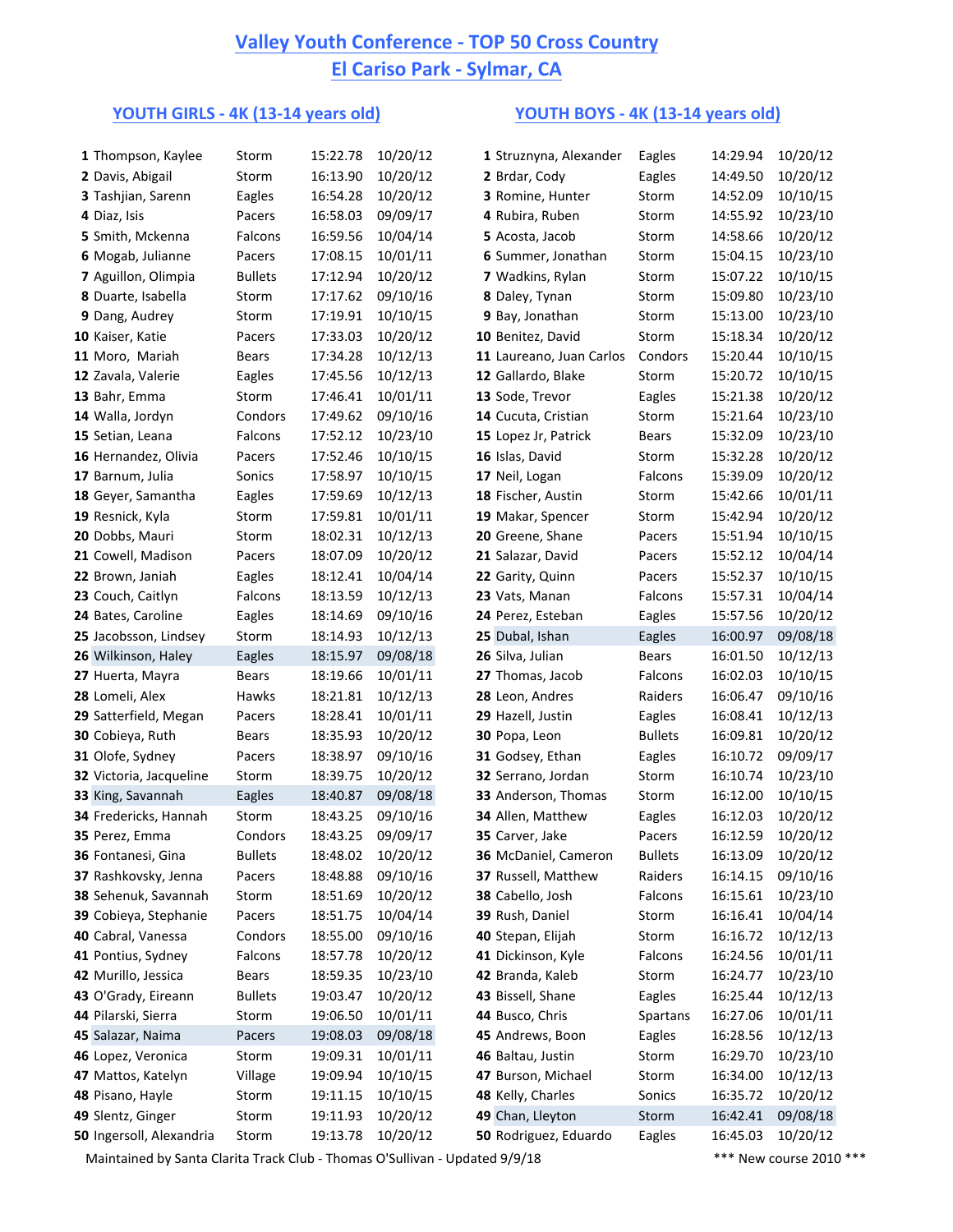# Valley Youth Conference - TOP 50 Cross Country

## El Cariso Park - Sylmar, CA

### YOUTH GIRLS - 4K (13-14 years old)

| # | Name | Team | Time | Date |
|---|---|---|---|---|
| 1 | Thompson, Kaylee | Storm | 15:22.78 | 10/20/12 |
| 2 | Davis, Abigail | Storm | 16:13.90 | 10/20/12 |
| 3 | Tashjian, Sarenn | Eagles | 16:54.28 | 10/20/12 |
| 4 | Diaz, Isis | Pacers | 16:58.03 | 09/09/17 |
| 5 | Smith, Mckenna | Falcons | 16:59.56 | 10/04/14 |
| 6 | Mogab, Julianne | Pacers | 17:08.15 | 10/01/11 |
| 7 | Aguillon, Olimpia | Bullets | 17:12.94 | 10/20/12 |
| 8 | Duarte, Isabella | Storm | 17:17.62 | 09/10/16 |
| 9 | Dang, Audrey | Storm | 17:19.91 | 10/10/15 |
| 10 | Kaiser, Katie | Pacers | 17:33.03 | 10/20/12 |
| 11 | Moro, Mariah | Bears | 17:34.28 | 10/12/13 |
| 12 | Zavala, Valerie | Eagles | 17:45.56 | 10/12/13 |
| 13 | Bahr, Emma | Storm | 17:46.41 | 10/01/11 |
| 14 | Walla, Jordyn | Condors | 17:49.62 | 09/10/16 |
| 15 | Setian, Leana | Falcons | 17:52.12 | 10/23/10 |
| 16 | Hernandez, Olivia | Pacers | 17:52.46 | 10/10/15 |
| 17 | Barnum, Julia | Sonics | 17:58.97 | 10/10/15 |
| 18 | Geyer, Samantha | Eagles | 17:59.69 | 10/12/13 |
| 19 | Resnick, Kyla | Storm | 17:59.81 | 10/01/11 |
| 20 | Dobbs, Mauri | Storm | 18:02.31 | 10/12/13 |
| 21 | Cowell, Madison | Pacers | 18:07.09 | 10/20/12 |
| 22 | Brown, Janiah | Eagles | 18:12.41 | 10/04/14 |
| 23 | Couch, Caitlyn | Falcons | 18:13.59 | 10/12/13 |
| 24 | Bates, Caroline | Eagles | 18:14.69 | 09/10/16 |
| 25 | Jacobsson, Lindsey | Storm | 18:14.93 | 10/12/13 |
| 26 | Wilkinson, Haley | Eagles | 18:15.97 | 09/08/18 |
| 27 | Huerta, Mayra | Bears | 18:19.66 | 10/01/11 |
| 28 | Lomeli, Alex | Hawks | 18:21.81 | 10/12/13 |
| 29 | Satterfield, Megan | Pacers | 18:28.41 | 10/01/11 |
| 30 | Cobieya, Ruth | Bears | 18:35.93 | 10/20/12 |
| 31 | Olofe, Sydney | Pacers | 18:38.97 | 09/10/16 |
| 32 | Victoria, Jacqueline | Storm | 18:39.75 | 10/20/12 |
| 33 | King, Savannah | Eagles | 18:40.87 | 09/08/18 |
| 34 | Fredericks, Hannah | Storm | 18:43.25 | 09/10/16 |
| 35 | Perez, Emma | Condors | 18:43.25 | 09/09/17 |
| 36 | Fontanesi, Gina | Bullets | 18:48.02 | 10/20/12 |
| 37 | Rashkovsky, Jenna | Pacers | 18:48.88 | 09/10/16 |
| 38 | Sehenuk, Savannah | Storm | 18:51.69 | 10/20/12 |
| 39 | Cobieya, Stephanie | Pacers | 18:51.75 | 10/04/14 |
| 40 | Cabral, Vanessa | Condors | 18:55.00 | 09/10/16 |
| 41 | Pontius, Sydney | Falcons | 18:57.78 | 10/20/12 |
| 42 | Murillo, Jessica | Bears | 18:59.35 | 10/23/10 |
| 43 | O'Grady, Eireann | Bullets | 19:03.47 | 10/20/12 |
| 44 | Pilarski, Sierra | Storm | 19:06.50 | 10/01/11 |
| 45 | Salazar, Naima | Pacers | 19:08.03 | 09/08/18 |
| 46 | Lopez, Veronica | Storm | 19:09.31 | 10/01/11 |
| 47 | Mattos, Katelyn | Village | 19:09.94 | 10/10/15 |
| 48 | Pisano, Hayle | Storm | 19:11.15 | 10/10/15 |
| 49 | Slentz, Ginger | Storm | 19:11.93 | 10/20/12 |
| 50 | Ingersoll, Alexandria | Storm | 19:13.78 | 10/20/12 |

### YOUTH BOYS - 4K (13-14 years old)

| # | Name | Team | Time | Date |
|---|---|---|---|---|
| 1 | Struznyna, Alexander | Eagles | 14:29.94 | 10/20/12 |
| 2 | Brdar, Cody | Eagles | 14:49.50 | 10/20/12 |
| 3 | Romine, Hunter | Storm | 14:52.09 | 10/10/15 |
| 4 | Rubira, Ruben | Storm | 14:55.92 | 10/23/10 |
| 5 | Acosta, Jacob | Storm | 14:58.66 | 10/20/12 |
| 6 | Summer, Jonathan | Storm | 15:04.15 | 10/23/10 |
| 7 | Wadkins, Rylan | Storm | 15:07.22 | 10/10/15 |
| 8 | Daley, Tynan | Storm | 15:09.80 | 10/23/10 |
| 9 | Bay, Jonathan | Storm | 15:13.00 | 10/23/10 |
| 10 | Benitez, David | Storm | 15:18.34 | 10/20/12 |
| 11 | Laureano, Juan Carlos | Condors | 15:20.44 | 10/10/15 |
| 12 | Gallardo, Blake | Storm | 15:20.72 | 10/10/15 |
| 13 | Sode, Trevor | Eagles | 15:21.38 | 10/20/12 |
| 14 | Cucuta, Cristian | Storm | 15:21.64 | 10/23/10 |
| 15 | Lopez Jr, Patrick | Bears | 15:32.09 | 10/23/10 |
| 16 | Islas, David | Storm | 15:32.28 | 10/20/12 |
| 17 | Neil, Logan | Falcons | 15:39.09 | 10/20/12 |
| 18 | Fischer, Austin | Storm | 15:42.66 | 10/01/11 |
| 19 | Makar, Spencer | Storm | 15:42.94 | 10/20/12 |
| 20 | Greene, Shane | Pacers | 15:51.94 | 10/10/15 |
| 21 | Salazar, David | Pacers | 15:52.12 | 10/04/14 |
| 22 | Garity, Quinn | Pacers | 15:52.37 | 10/10/15 |
| 23 | Vats, Manan | Falcons | 15:57.31 | 10/04/14 |
| 24 | Perez, Esteban | Eagles | 15:57.56 | 10/20/12 |
| 25 | Dubal, Ishan | Eagles | 16:00.97 | 09/08/18 |
| 26 | Silva, Julian | Bears | 16:01.50 | 10/12/13 |
| 27 | Thomas, Jacob | Falcons | 16:02.03 | 10/10/15 |
| 28 | Leon, Andres | Raiders | 16:06.47 | 09/10/16 |
| 29 | Hazell, Justin | Eagles | 16:08.41 | 10/12/13 |
| 30 | Popa, Leon | Bullets | 16:09.81 | 10/20/12 |
| 31 | Godsey, Ethan | Eagles | 16:10.72 | 09/09/17 |
| 32 | Serrano, Jordan | Storm | 16:10.74 | 10/23/10 |
| 33 | Anderson, Thomas | Storm | 16:12.00 | 10/10/15 |
| 34 | Allen, Matthew | Eagles | 16:12.03 | 10/20/12 |
| 35 | Carver, Jake | Pacers | 16:12.59 | 10/20/12 |
| 36 | McDaniel, Cameron | Bullets | 16:13.09 | 10/20/12 |
| 37 | Russell, Matthew | Raiders | 16:14.15 | 09/10/16 |
| 38 | Cabello, Josh | Falcons | 16:15.61 | 10/23/10 |
| 39 | Rush, Daniel | Storm | 16:16.41 | 10/04/14 |
| 40 | Stepan, Elijah | Storm | 16:16.72 | 10/12/13 |
| 41 | Dickinson, Kyle | Falcons | 16:24.56 | 10/01/11 |
| 42 | Branda, Kaleb | Storm | 16:24.77 | 10/23/10 |
| 43 | Bissell, Shane | Eagles | 16:25.44 | 10/12/13 |
| 44 | Busco, Chris | Spartans | 16:27.06 | 10/01/11 |
| 45 | Andrews, Boon | Eagles | 16:28.56 | 10/12/13 |
| 46 | Baltau, Justin | Storm | 16:29.70 | 10/23/10 |
| 47 | Burson, Michael | Storm | 16:34.00 | 10/12/13 |
| 48 | Kelly, Charles | Sonics | 16:35.72 | 10/20/12 |
| 49 | Chan, Lleyton | Storm | 16:42.41 | 09/08/18 |
| 50 | Rodriguez, Eduardo | Eagles | 16:45.03 | 10/20/12 |

Maintained by Santa Clarita Track Club - Thomas O'Sullivan - Updated 9/9/18

*** New course 2010 ***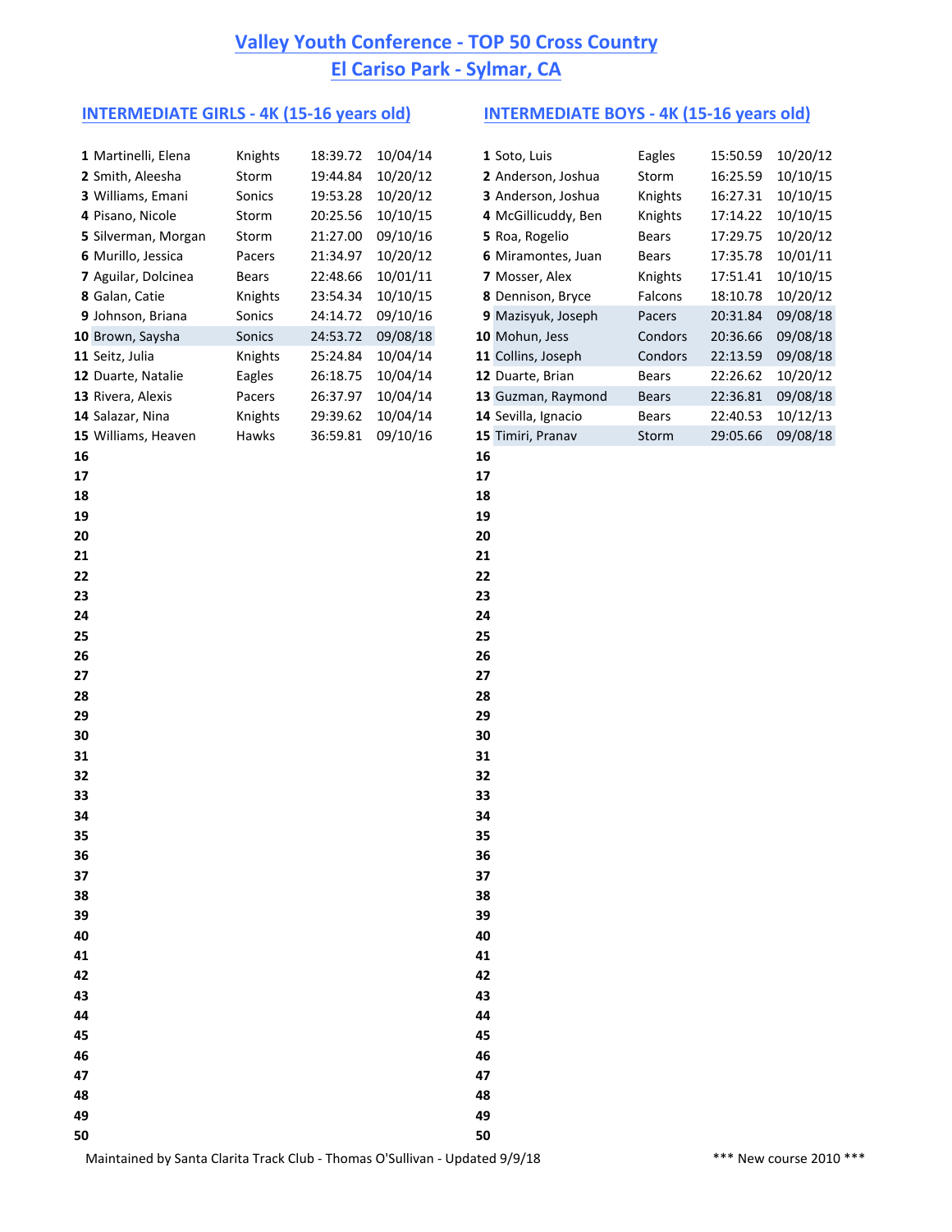# Valley Youth Conference - TOP 50 Cross Country
# El Cariso Park - Sylmar, CA

## INTERMEDIATE GIRLS - 4K (15-16 years old)

| # | Name | Team | Time | Date |
|---|---|---|---|---|
| 1 | Martinelli, Elena | Knights | 18:39.72 | 10/04/14 |
| 2 | Smith, Aleesha | Storm | 19:44.84 | 10/20/12 |
| 3 | Williams, Emani | Sonics | 19:53.28 | 10/20/12 |
| 4 | Pisano, Nicole | Storm | 20:25.56 | 10/10/15 |
| 5 | Silverman, Morgan | Storm | 21:27.00 | 09/10/16 |
| 6 | Murillo, Jessica | Pacers | 21:34.97 | 10/20/12 |
| 7 | Aguilar, Dolcinea | Bears | 22:48.66 | 10/01/11 |
| 8 | Galan, Catie | Knights | 23:54.34 | 10/10/15 |
| 9 | Johnson, Briana | Sonics | 24:14.72 | 09/10/16 |
| 10 | Brown, Saysha | Sonics | 24:53.72 | 09/08/18 |
| 11 | Seitz, Julia | Knights | 25:24.84 | 10/04/14 |
| 12 | Duarte, Natalie | Eagles | 26:18.75 | 10/04/14 |
| 13 | Rivera, Alexis | Pacers | 26:37.97 | 10/04/14 |
| 14 | Salazar, Nina | Knights | 29:39.62 | 10/04/14 |
| 15 | Williams, Heaven | Hawks | 36:59.81 | 09/10/16 |
| 16 | | | | |
| 17 | | | | |
| 18 | | | | |
| 19 | | | | |
| 20 | | | | |
| 21 | | | | |
| 22 | | | | |
| 23 | | | | |
| 24 | | | | |
| 25 | | | | |
| 26 | | | | |
| 27 | | | | |
| 28 | | | | |
| 29 | | | | |
| 30 | | | | |
| 31 | | | | |
| 32 | | | | |
| 33 | | | | |
| 34 | | | | |
| 35 | | | | |
| 36 | | | | |
| 37 | | | | |
| 38 | | | | |
| 39 | | | | |
| 40 | | | | |
| 41 | | | | |
| 42 | | | | |
| 43 | | | | |
| 44 | | | | |
| 45 | | | | |
| 46 | | | | |
| 47 | | | | |
| 48 | | | | |
| 49 | | | | |
| 50 | | | | |

## INTERMEDIATE BOYS - 4K (15-16 years old)

| # | Name | Team | Time | Date |
|---|---|---|---|---|
| 1 | Soto, Luis | Eagles | 15:50.59 | 10/20/12 |
| 2 | Anderson, Joshua | Storm | 16:25.59 | 10/10/15 |
| 3 | Anderson, Joshua | Knights | 16:27.31 | 10/10/15 |
| 4 | McGillicuddy, Ben | Knights | 17:14.22 | 10/10/15 |
| 5 | Roa, Rogelio | Bears | 17:29.75 | 10/20/12 |
| 6 | Miramontes, Juan | Bears | 17:35.78 | 10/01/11 |
| 7 | Mosser, Alex | Knights | 17:51.41 | 10/10/15 |
| 8 | Dennison, Bryce | Falcons | 18:10.78 | 10/20/12 |
| 9 | Mazisyuk, Joseph | Pacers | 20:31.84 | 09/08/18 |
| 10 | Mohun, Jess | Condors | 20:36.66 | 09/08/18 |
| 11 | Collins, Joseph | Condors | 22:13.59 | 09/08/18 |
| 12 | Duarte, Brian | Bears | 22:26.62 | 10/20/12 |
| 13 | Guzman, Raymond | Bears | 22:36.81 | 09/08/18 |
| 14 | Sevilla, Ignacio | Bears | 22:40.53 | 10/12/13 |
| 15 | Timiri, Pranav | Storm | 29:05.66 | 09/08/18 |
| 16 | | | | |
| 17 | | | | |
| 18 | | | | |
| 19 | | | | |
| 20 | | | | |
| 21 | | | | |
| 22 | | | | |
| 23 | | | | |
| 24 | | | | |
| 25 | | | | |
| 26 | | | | |
| 27 | | | | |
| 28 | | | | |
| 29 | | | | |
| 30 | | | | |
| 31 | | | | |
| 32 | | | | |
| 33 | | | | |
| 34 | | | | |
| 35 | | | | |
| 36 | | | | |
| 37 | | | | |
| 38 | | | | |
| 39 | | | | |
| 40 | | | | |
| 41 | | | | |
| 42 | | | | |
| 43 | | | | |
| 44 | | | | |
| 45 | | | | |
| 46 | | | | |
| 47 | | | | |
| 48 | | | | |
| 49 | | | | |
| 50 | | | | |

Maintained by Santa Clarita Track Club - Thomas O'Sullivan - Updated 9/9/18

*** New course 2010 ***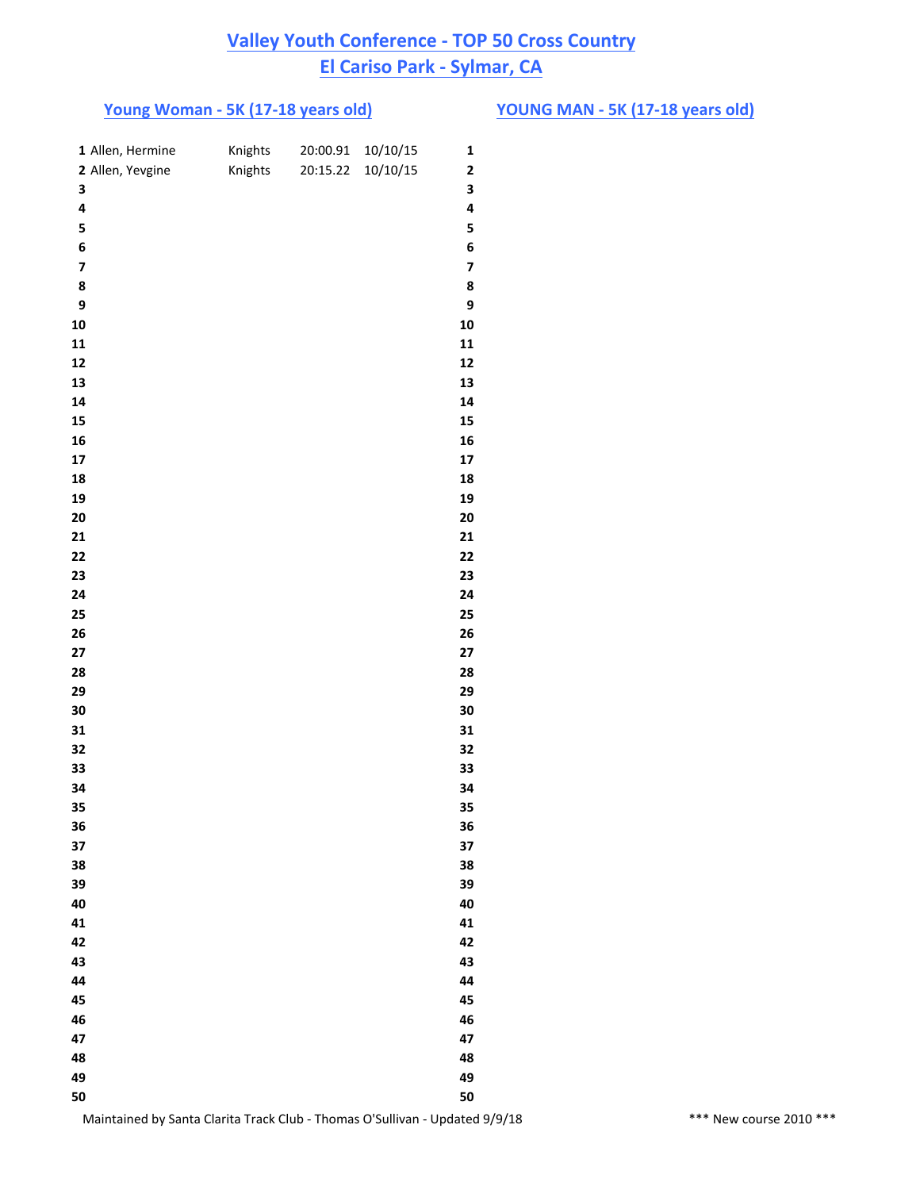# Valley Youth Conference - TOP 50 Cross Country
# El Cariso Park - Sylmar, CA

## Young Woman - 5K (17-18 years old)

| | | | | |
|---|---|---|---|---|
| 1 | Allen, Hermine | Knights | 20:00.91 | 10/10/15 |
| 2 | Allen, Yevgine | Knights | 20:15.22 | 10/10/15 |
| 3 | | | | |
| 4 | | | | |
| 5 | | | | |
| 6 | | | | |
| 7 | | | | |
| 8 | | | | |
| 9 | | | | |
| 10 | | | | |
| 11 | | | | |
| 12 | | | | |
| 13 | | | | |
| 14 | | | | |
| 15 | | | | |
| 16 | | | | |
| 17 | | | | |
| 18 | | | | |
| 19 | | | | |
| 20 | | | | |
| 21 | | | | |
| 22 | | | | |
| 23 | | | | |
| 24 | | | | |
| 25 | | | | |
| 26 | | | | |
| 27 | | | | |
| 28 | | | | |
| 29 | | | | |
| 30 | | | | |
| 31 | | | | |
| 32 | | | | |
| 33 | | | | |
| 34 | | | | |
| 35 | | | | |
| 36 | | | | |
| 37 | | | | |
| 38 | | | | |
| 39 | | | | |
| 40 | | | | |
| 41 | | | | |
| 42 | | | | |
| 43 | | | | |
| 44 | | | | |
| 45 | | | | |
| 46 | | | | |
| 47 | | | | |
| 48 | | | | |
| 49 | | | | |
| 50 | | | | |

## YOUNG MAN - 5K (17-18 years old)

| | | | | |
|---|---|---|---|---|
| 1 | | | | |
| 2 | | | | |
| 3 | | | | |
| 4 | | | | |
| 5 | | | | |
| 6 | | | | |
| 7 | | | | |
| 8 | | | | |
| 9 | | | | |
| 10 | | | | |
| 11 | | | | |
| 12 | | | | |
| 13 | | | | |
| 14 | | | | |
| 15 | | | | |
| 16 | | | | |
| 17 | | | | |
| 18 | | | | |
| 19 | | | | |
| 20 | | | | |
| 21 | | | | |
| 22 | | | | |
| 23 | | | | |
| 24 | | | | |
| 25 | | | | |
| 26 | | | | |
| 27 | | | | |
| 28 | | | | |
| 29 | | | | |
| 30 | | | | |
| 31 | | | | |
| 32 | | | | |
| 33 | | | | |
| 34 | | | | |
| 35 | | | | |
| 36 | | | | |
| 37 | | | | |
| 38 | | | | |
| 39 | | | | |
| 40 | | | | |
| 41 | | | | |
| 42 | | | | |
| 43 | | | | |
| 44 | | | | |
| 45 | | | | |
| 46 | | | | |
| 47 | | | | |
| 48 | | | | |
| 49 | | | | |
| 50 | | | | |

Maintained by Santa Clarita Track Club - Thomas O'Sullivan - Updated 9/9/18

*** New course 2010 ***